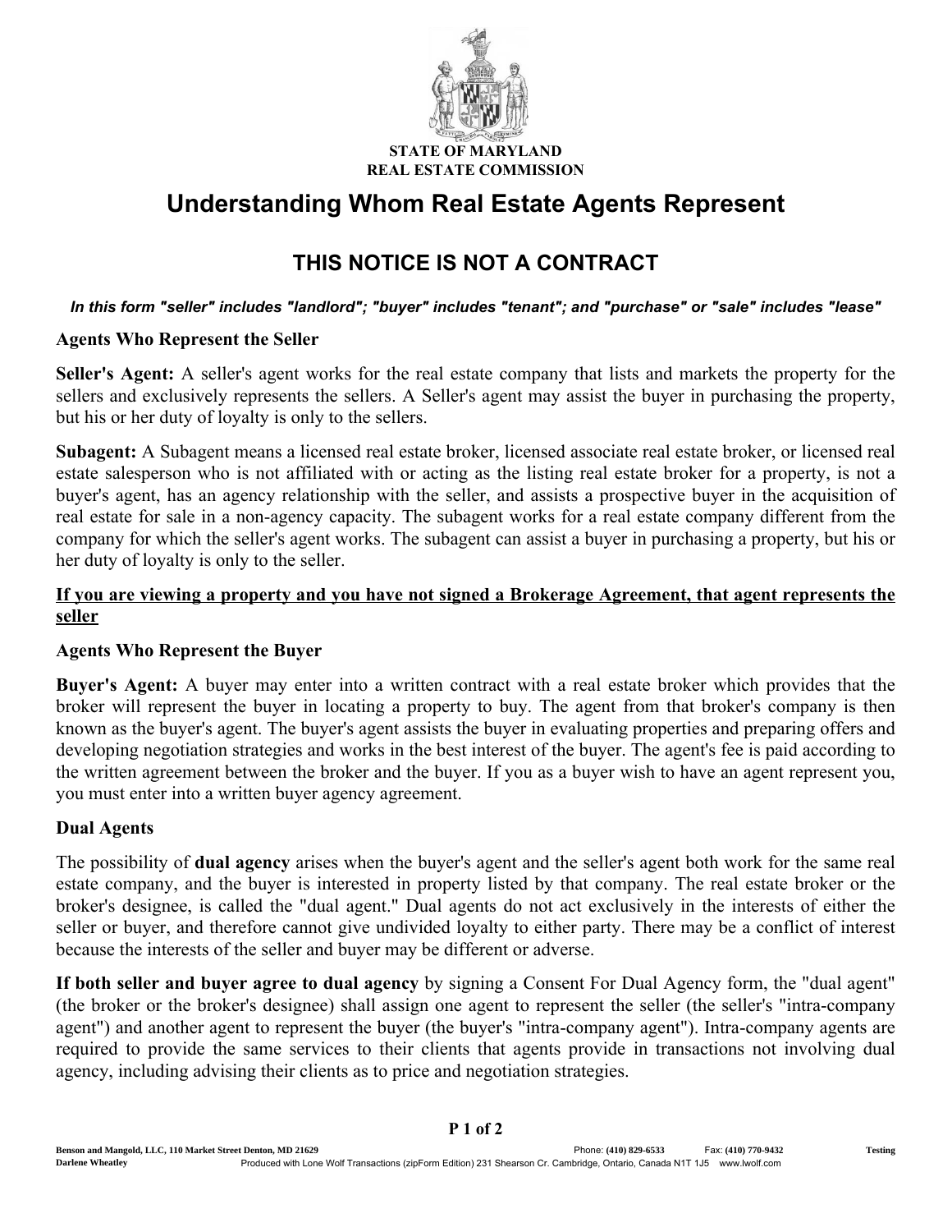STATE OF MARYLAND
REAL ESTATE COMMISSION

# Understanding Whom Real Estate Agents Represent

## THIS NOTICE IS NOT A CONTRACT

***In this form "seller" includes "landlord"; "buyer" includes "tenant"; and "purchase" or "sale" includes "lease"***

### Agents Who Represent the Seller

**Seller's Agent:** A seller's agent works for the real estate company that lists and markets the property for the sellers and exclusively represents the sellers. A Seller's agent may assist the buyer in purchasing the property, but his or her duty of loyalty is only to the sellers.

**Subagent:** A Subagent means a licensed real estate broker, licensed associate real estate broker, or licensed real estate salesperson who is not affiliated with or acting as the listing real estate broker for a property, is not a buyer's agent, has an agency relationship with the seller, and assists a prospective buyer in the acquisition of real estate for sale in a non-agency capacity. The subagent works for a real estate company different from the company for which the seller's agent works. The subagent can assist a buyer in purchasing a property, but his or her duty of loyalty is only to the seller.

**<u>If you are viewing a property and you have not signed a Brokerage Agreement, that agent represents the seller</u>**

### Agents Who Represent the Buyer

**Buyer's Agent:** A buyer may enter into a written contract with a real estate broker which provides that the broker will represent the buyer in locating a property to buy. The agent from that broker's company is then known as the buyer's agent. The buyer's agent assists the buyer in evaluating properties and preparing offers and developing negotiation strategies and works in the best interest of the buyer. The agent's fee is paid according to the written agreement between the broker and the buyer. If you as a buyer wish to have an agent represent you, you must enter into a written buyer agency agreement.

### Dual Agents

The possibility of **dual agency** arises when the buyer's agent and the seller's agent both work for the same real estate company, and the buyer is interested in property listed by that company. The real estate broker or the broker's designee, is called the "dual agent." Dual agents do not act exclusively in the interests of either the seller or buyer, and therefore cannot give undivided loyalty to either party. There may be a conflict of interest because the interests of the seller and buyer may be different or adverse.

**If both seller and buyer agree to dual agency** by signing a Consent For Dual Agency form, the "dual agent" (the broker or the broker's designee) shall assign one agent to represent the seller (the seller's "intra-company agent") and another agent to represent the buyer (the buyer's "intra-company agent"). Intra-company agents are required to provide the same services to their clients that agents provide in transactions not involving dual agency, including advising their clients as to price and negotiation strategies.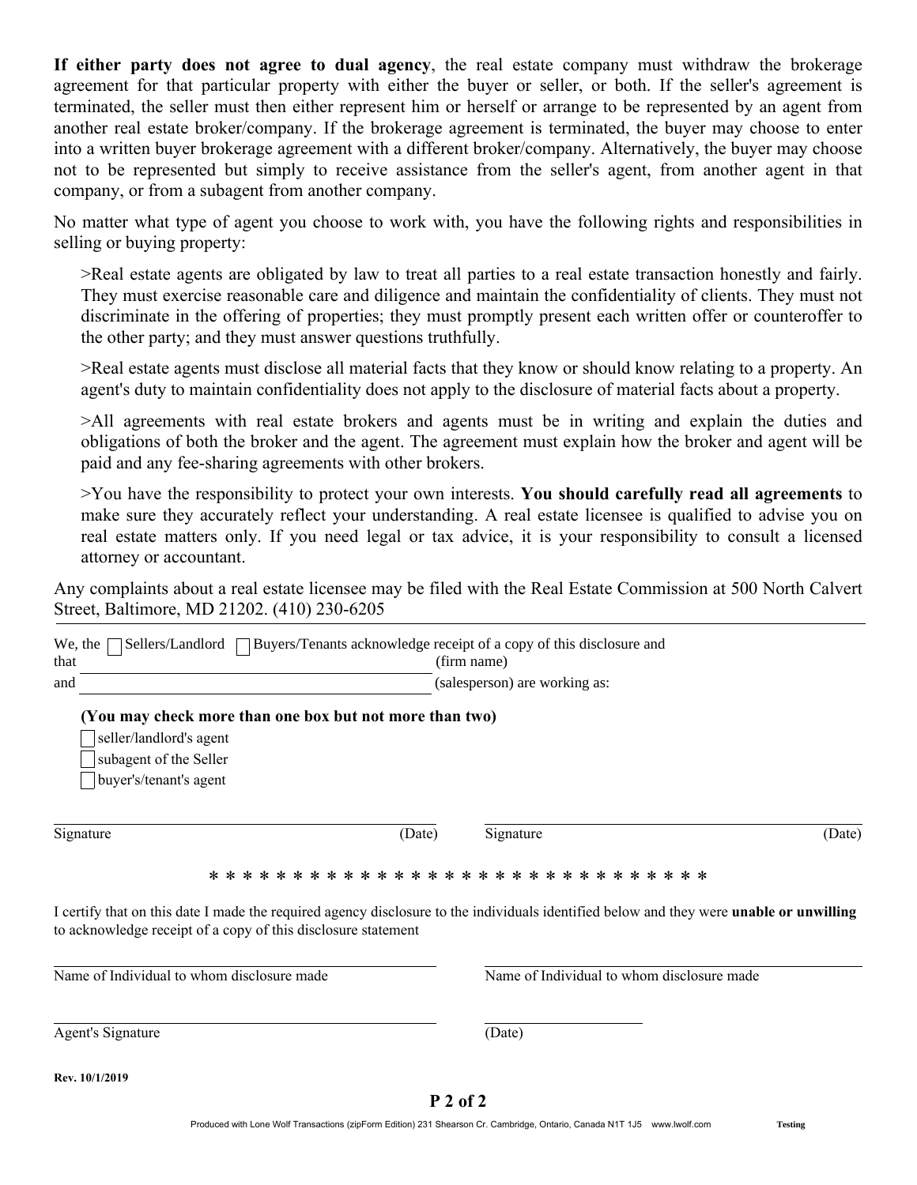**If either party does not agree to dual agency**, the real estate company must withdraw the brokerage agreement for that particular property with either the buyer or seller, or both. If the seller's agreement is terminated, the seller must then either represent him or herself or arrange to be represented by an agent from another real estate broker/company. If the brokerage agreement is terminated, the buyer may choose to enter into a written buyer brokerage agreement with a different broker/company. Alternatively, the buyer may choose not to be represented but simply to receive assistance from the seller's agent, from another agent in that company, or from a subagent from another company.

No matter what type of agent you choose to work with, you have the following rights and responsibilities in selling or buying property:

>Real estate agents are obligated by law to treat all parties to a real estate transaction honestly and fairly. They must exercise reasonable care and diligence and maintain the confidentiality of clients. They must not discriminate in the offering of properties; they must promptly present each written offer or counteroffer to the other party; and they must answer questions truthfully.

>Real estate agents must disclose all material facts that they know or should know relating to a property. An agent's duty to maintain confidentiality does not apply to the disclosure of material facts about a property.

>All agreements with real estate brokers and agents must be in writing and explain the duties and obligations of both the broker and the agent. The agreement must explain how the broker and agent will be paid and any fee-sharing agreements with other brokers.

>You have the responsibility to protect your own interests. **You should carefully read all agreements** to make sure they accurately reflect your understanding. A real estate licensee is qualified to advise you on real estate matters only. If you need legal or tax advice, it is your responsibility to consult a licensed attorney or accountant.

Any complaints about a real estate licensee may be filed with the Real Estate Commission at 500 North Calvert Street, Baltimore, MD 21202. (410) 230-6205

---

We, the ☐ Sellers/Landlord ☐ Buyers/Tenants acknowledge receipt of a copy of this disclosure and that \_\_\_\_\_\_\_\_\_\_\_\_\_\_\_\_\_\_\_\_\_\_\_\_\_\_\_\_\_\_ (firm name)

and \_\_\_\_\_\_\_\_\_\_\_\_\_\_\_\_\_\_\_\_\_\_\_\_\_\_\_\_\_\_ (salesperson) are working as:

**(You may check more than one box but not more than two)**

☐ seller/landlord's agent

☐ subagent of the Seller

☐ buyer's/tenant's agent

\_\_\_\_\_\_\_\_\_\_\_\_\_\_\_\_\_\_\_\_\_\_\_\_\_\_\_\_\_\_
Signature (Date)

\_\_\_\_\_\_\_\_\_\_\_\_\_\_\_\_\_\_\_\_\_\_\_\_\_\_\_\_\_\_
Signature (Date)

\* \* \* \* \* \* \* \* \* \* \* \* \* \* \* \* \* \* \* \* \* \* \* \* \* \* \* \* \* \* \* \*

I certify that on this date I made the required agency disclosure to the individuals identified below and they were **unable or unwilling** to acknowledge receipt of a copy of this disclosure statement

\_\_\_\_\_\_\_\_\_\_\_\_\_\_\_\_\_\_\_\_\_\_\_\_\_\_\_\_\_\_
Name of Individual to whom disclosure made

\_\_\_\_\_\_\_\_\_\_\_\_\_\_\_\_\_\_\_\_\_\_\_\_\_\_\_\_\_\_
Name of Individual to whom disclosure made

\_\_\_\_\_\_\_\_\_\_\_\_\_\_\_\_\_\_\_\_\_\_\_\_\_\_\_\_\_\_
Agent's Signature

\_\_\_\_\_\_\_\_\_\_\_\_\_\_\_
(Date)

**Rev. 10/1/2019**

Produced with Lone Wolf Transactions (zipForm Edition) 231 Shearson Cr. Cambridge, Ontario, Canada N1T 1J5 www.lwolf.com **Testing**